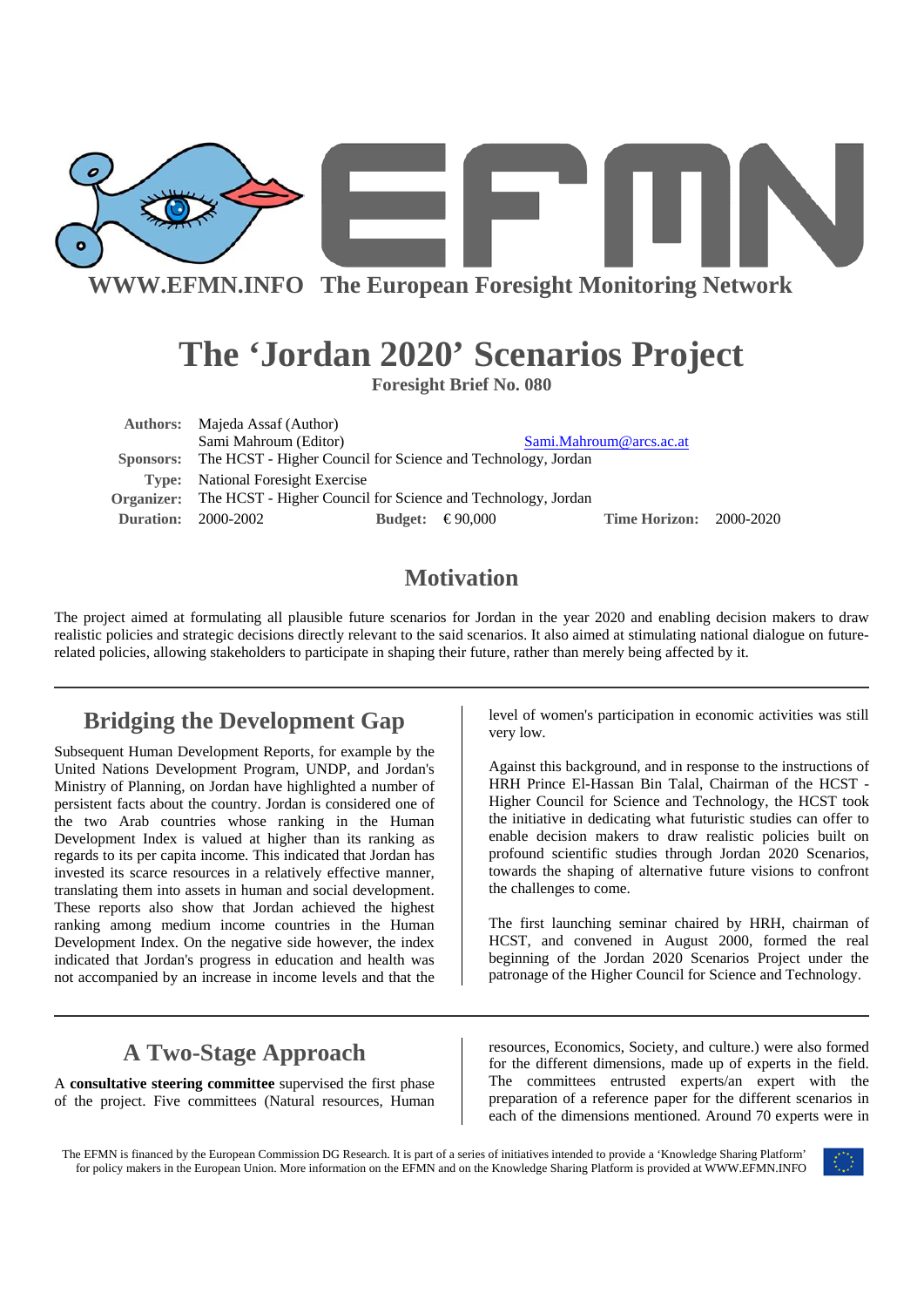WWW.EFMN.INFO The European Foresight Monitoring Network

# The 'Jordan 2020' Scenarios Project

**Foresight Brief No. 080**

| | |
|---|---|
| **Authors:** | Majeda Assaf (Author) |
| | Sami Mahroum (Editor) Sami.Mahroum@arcs.ac.at |
| **Sponsors:** | The HCST - Higher Council for Science and Technology, Jordan |
| **Type:** | National Foresight Exercise |
| **Organizer:** | The HCST - Higher Council for Science and Technology, Jordan |
| **Duration:** | 2000-2002 **Budget:** € 90,000 **Time Horizon:** 2000-2020 |

## Motivation

The project aimed at formulating all plausible future scenarios for Jordan in the year 2020 and enabling decision makers to draw realistic policies and strategic decisions directly relevant to the said scenarios. It also aimed at stimulating national dialogue on future-related policies, allowing stakeholders to participate in shaping their future, rather than merely being affected by it.

## Bridging the Development Gap

Subsequent Human Development Reports, for example by the United Nations Development Program, UNDP, and Jordan's Ministry of Planning, on Jordan have highlighted a number of persistent facts about the country. Jordan is considered one of the two Arab countries whose ranking in the Human Development Index is valued at higher than its ranking as regards to its per capita income. This indicated that Jordan has invested its scarce resources in a relatively effective manner, translating them into assets in human and social development. These reports also show that Jordan achieved the highest ranking among medium income countries in the Human Development Index. On the negative side however, the index indicated that Jordan's progress in education and health was not accompanied by an increase in income levels and that the level of women's participation in economic activities was still very low.

Against this background, and in response to the instructions of HRH Prince El-Hassan Bin Talal, Chairman of the HCST - Higher Council for Science and Technology, the HCST took the initiative in dedicating what futuristic studies can offer to enable decision makers to draw realistic policies built on profound scientific studies through Jordan 2020 Scenarios, towards the shaping of alternative future visions to confront the challenges to come.

The first launching seminar chaired by HRH, chairman of HCST, and convened in August 2000, formed the real beginning of the Jordan 2020 Scenarios Project under the patronage of the Higher Council for Science and Technology.

## A Two-Stage Approach

A **consultative steering committee** supervised the first phase of the project. Five committees (Natural resources, Human resources, Economics, Society, and culture.) were also formed for the different dimensions, made up of experts in the field. The committees entrusted experts/an expert with the preparation of a reference paper for the different scenarios in each of the dimensions mentioned. Around 70 experts were in

The EFMN is financed by the European Commission DG Research. It is part of a series of initiatives intended to provide a 'Knowledge Sharing Platform' for policy makers in the European Union. More information on the EFMN and on the Knowledge Sharing Platform is provided at WWW.EFMN.INFO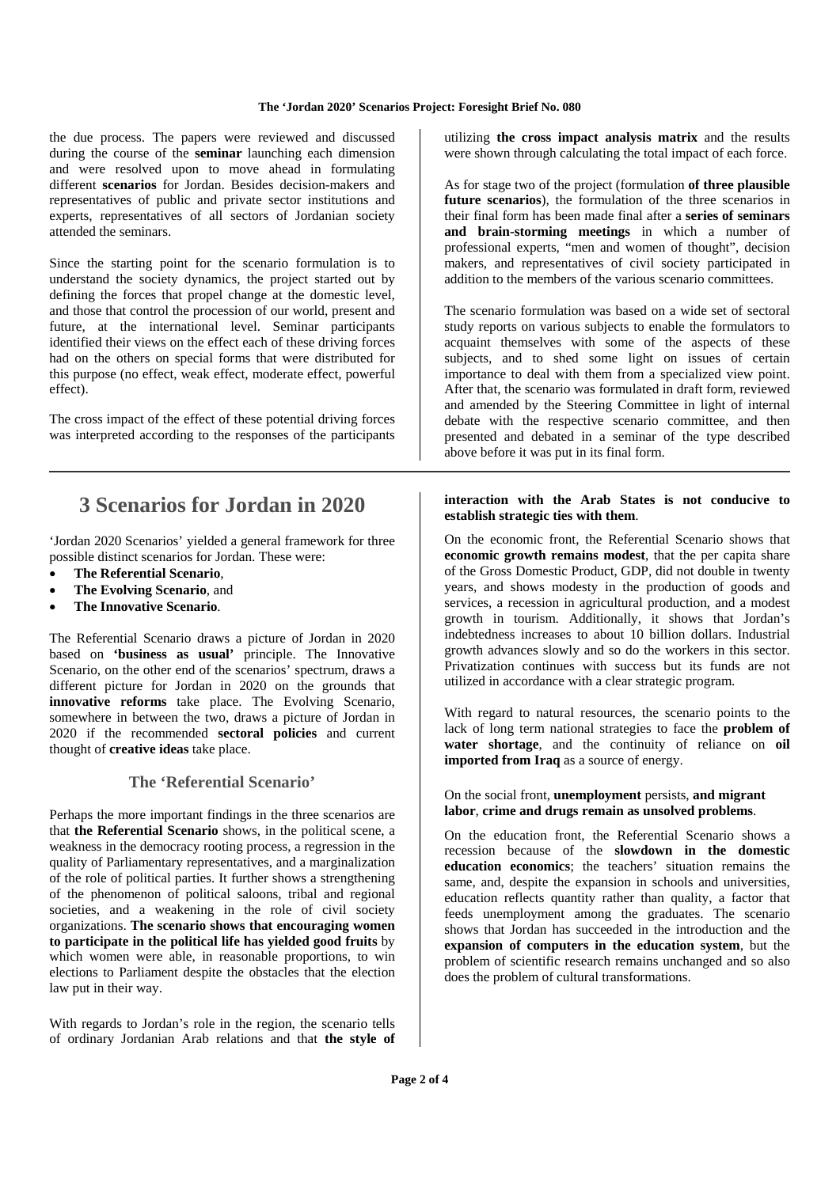the due process. The papers were reviewed and discussed during the course of the **seminar** launching each dimension and were resolved upon to move ahead in formulating different **scenarios** for Jordan. Besides decision-makers and representatives of public and private sector institutions and experts, representatives of all sectors of Jordanian society attended the seminars.

Since the starting point for the scenario formulation is to understand the society dynamics, the project started out by defining the forces that propel change at the domestic level, and those that control the procession of our world, present and future, at the international level. Seminar participants identified their views on the effect each of these driving forces had on the others on special forms that were distributed for this purpose (no effect, weak effect, moderate effect, powerful effect).

The cross impact of the effect of these potential driving forces was interpreted according to the responses of the participants utilizing **the cross impact analysis matrix** and the results were shown through calculating the total impact of each force.

As for stage two of the project (formulation **of three plausible future scenarios**), the formulation of the three scenarios in their final form has been made final after a **series of seminars and brain-storming meetings** in which a number of professional experts, "men and women of thought", decision makers, and representatives of civil society participated in addition to the members of the various scenario committees.

The scenario formulation was based on a wide set of sectoral study reports on various subjects to enable the formulators to acquaint themselves with some of the aspects of these subjects, and to shed some light on issues of certain importance to deal with them from a specialized view point. After that, the scenario was formulated in draft form, reviewed and amended by the Steering Committee in light of internal debate with the respective scenario committee, and then presented and debated in a seminar of the type described above before it was put in its final form.

# 3 Scenarios for Jordan in 2020

'Jordan 2020 Scenarios' yielded a general framework for three possible distinct scenarios for Jordan. These were:

- **The Referential Scenario**,
- **The Evolving Scenario**, and
- **The Innovative Scenario**.

The Referential Scenario draws a picture of Jordan in 2020 based on **'business as usual'** principle. The Innovative Scenario, on the other end of the scenarios' spectrum, draws a different picture for Jordan in 2020 on the grounds that **innovative reforms** take place. The Evolving Scenario, somewhere in between the two, draws a picture of Jordan in 2020 if the recommended **sectoral policies** and current thought of **creative ideas** take place.

## The 'Referential Scenario'

Perhaps the more important findings in the three scenarios are that **the Referential Scenario** shows, in the political scene, a weakness in the democracy rooting process, a regression in the quality of Parliamentary representatives, and a marginalization of the role of political parties. It further shows a strengthening of the phenomenon of political saloons, tribal and regional societies, and a weakening in the role of civil society organizations. **The scenario shows that encouraging women to participate in the political life has yielded good fruits** by which women were able, in reasonable proportions, to win elections to Parliament despite the obstacles that the election law put in their way.

With regards to Jordan's role in the region, the scenario tells of ordinary Jordanian Arab relations and that **the style of interaction with the Arab States is not conducive to establish strategic ties with them**.

On the economic front, the Referential Scenario shows that **economic growth remains modest**, that the per capita share of the Gross Domestic Product, GDP, did not double in twenty years, and shows modesty in the production of goods and services, a recession in agricultural production, and a modest growth in tourism. Additionally, it shows that Jordan's indebtedness increases to about 10 billion dollars. Industrial growth advances slowly and so do the workers in this sector. Privatization continues with success but its funds are not utilized in accordance with a clear strategic program.

With regard to natural resources, the scenario points to the lack of long term national strategies to face the **problem of water shortage**, and the continuity of reliance on **oil imported from Iraq** as a source of energy.

On the social front, **unemployment** persists, **and migrant labor**, **crime and drugs remain as unsolved problems**.

On the education front, the Referential Scenario shows a recession because of the **slowdown in the domestic education economics**; the teachers' situation remains the same, and, despite the expansion in schools and universities, education reflects quantity rather than quality, a factor that feeds unemployment among the graduates. The scenario shows that Jordan has succeeded in the introduction and the **expansion of computers in the education system**, but the problem of scientific research remains unchanged and so also does the problem of cultural transformations.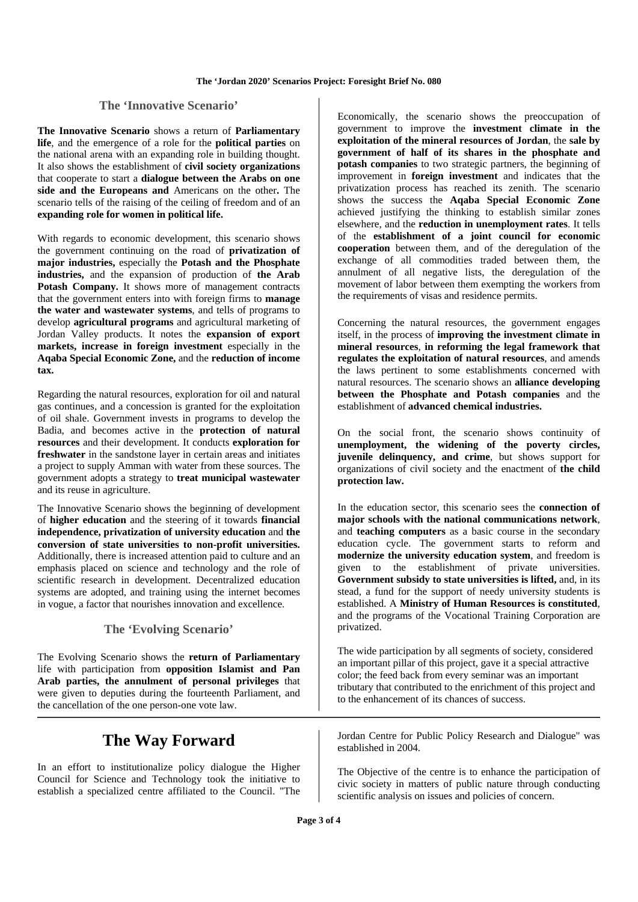### The 'Innovative Scenario'

**The Innovative Scenario** shows a return of **Parliamentary life**, and the emergence of a role for the **political parties** on the national arena with an expanding role in building thought. It also shows the establishment of **civil society organizations** that cooperate to start a **dialogue between the Arabs on one side and the Europeans and** Americans on the other**.** The scenario tells of the raising of the ceiling of freedom and of an **expanding role for women in political life.**

With regards to economic development, this scenario shows the government continuing on the road of **privatization of major industries,** especially the **Potash and the Phosphate industries,** and the expansion of production of **the Arab Potash Company.** It shows more of management contracts that the government enters into with foreign firms to **manage the water and wastewater systems**, and tells of programs to develop **agricultural programs** and agricultural marketing of Jordan Valley products. It notes the **expansion of export markets, increase in foreign investment** especially in the **Aqaba Special Economic Zone,** and the **reduction of income tax.**

Regarding the natural resources, exploration for oil and natural gas continues, and a concession is granted for the exploitation of oil shale. Government invests in programs to develop the Badia, and becomes active in the **protection of natural resources** and their development. It conducts **exploration for freshwater** in the sandstone layer in certain areas and initiates a project to supply Amman with water from these sources. The government adopts a strategy to **treat municipal wastewater** and its reuse in agriculture.

The Innovative Scenario shows the beginning of development of **higher education** and the steering of it towards **financial independence, privatization of university education** and **the conversion of state universities to non-profit universities.** Additionally, there is increased attention paid to culture and an emphasis placed on science and technology and the role of scientific research in development. Decentralized education systems are adopted, and training using the internet becomes in vogue, a factor that nourishes innovation and excellence.

### The 'Evolving Scenario'

The Evolving Scenario shows the **return of Parliamentary** life with participation from **opposition Islamist and Pan Arab parties, the annulment of personal privileges** that were given to deputies during the fourteenth Parliament, and the cancellation of the one person-one vote law.

Economically, the scenario shows the preoccupation of government to improve the **investment climate in the exploitation of the mineral resources of Jordan**, the **sale by government of half of its shares in the phosphate and potash companies** to two strategic partners, the beginning of improvement in **foreign investment** and indicates that the privatization process has reached its zenith. The scenario shows the success the **Aqaba Special Economic Zone** achieved justifying the thinking to establish similar zones elsewhere, and the **reduction in unemployment rates**. It tells of the **establishment of a joint council for economic cooperation** between them, and of the deregulation of the exchange of all commodities traded between them, the annulment of all negative lists, the deregulation of the movement of labor between them exempting the workers from the requirements of visas and residence permits.

Concerning the natural resources, the government engages itself, in the process of **improving the investment climate in mineral resources**, **in reforming the legal framework that regulates the exploitation of natural resources**, and amends the laws pertinent to some establishments concerned with natural resources. The scenario shows an **alliance developing between the Phosphate and Potash companies** and the establishment of **advanced chemical industries.**

On the social front, the scenario shows continuity of **unemployment, the widening of the poverty circles, juvenile delinquency, and crime**, but shows support for organizations of civil society and the enactment of **the child protection law.**

In the education sector, this scenario sees the **connection of major schools with the national communications network**, and **teaching computers** as a basic course in the secondary education cycle. The government starts to reform and **modernize the university education system**, and freedom is given to the establishment of private universities. **Government subsidy to state universities is lifted,** and, in its stead, a fund for the support of needy university students is established. A **Ministry of Human Resources is constituted**, and the programs of the Vocational Training Corporation are privatized.

The wide participation by all segments of society, considered an important pillar of this project, gave it a special attractive color; the feed back from every seminar was an important tributary that contributed to the enrichment of this project and to the enhancement of its chances of success.

## The Way Forward

In an effort to institutionalize policy dialogue the Higher Council for Science and Technology took the initiative to establish a specialized centre affiliated to the Council. "The Jordan Centre for Public Policy Research and Dialogue" was established in 2004.

The Objective of the centre is to enhance the participation of civic society in matters of public nature through conducting scientific analysis on issues and policies of concern.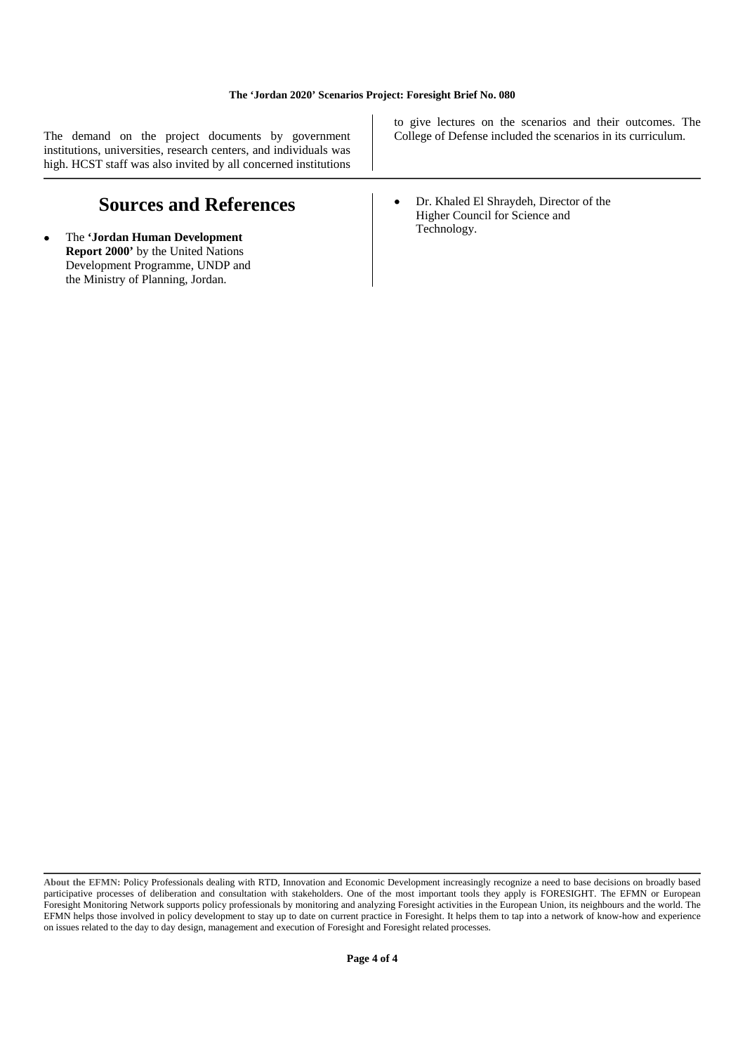The demand on the project documents by government institutions, universities, research centers, and individuals was high. HCST staff was also invited by all concerned institutions to give lectures on the scenarios and their outcomes. The College of Defense included the scenarios in its curriculum.

## Sources and References

- The **'Jordan Human Development Report 2000'** by the United Nations Development Programme, UNDP and the Ministry of Planning, Jordan.
- Dr. Khaled El Shraydeh, Director of the Higher Council for Science and Technology.

**About the EFMN:** Policy Professionals dealing with RTD, Innovation and Economic Development increasingly recognize a need to base decisions on broadly based participative processes of deliberation and consultation with stakeholders. One of the most important tools they apply is FORESIGHT. The EFMN or European Foresight Monitoring Network supports policy professionals by monitoring and analyzing Foresight activities in the European Union, its neighbours and the world. The EFMN helps those involved in policy development to stay up to date on current practice in Foresight. It helps them to tap into a network of know-how and experience on issues related to the day to day design, management and execution of Foresight and Foresight related processes.